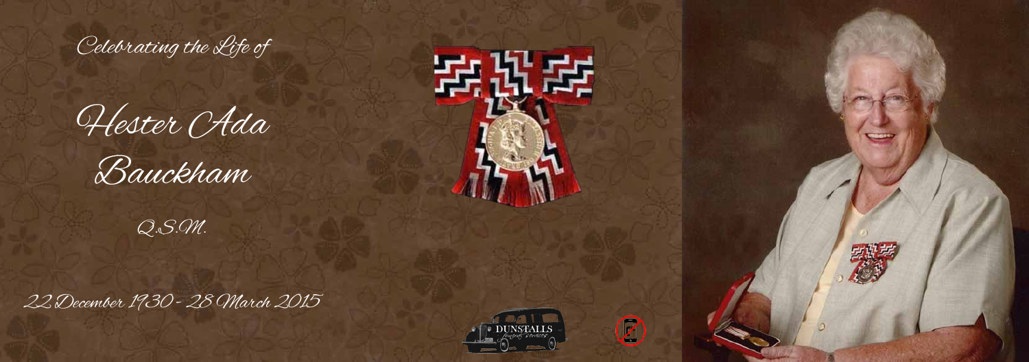Celebrating the Life of

# Hester Ada Bauckham

Q.S.M.

22 December 1930 - 28 March 2015

DUNSTALLS funeral services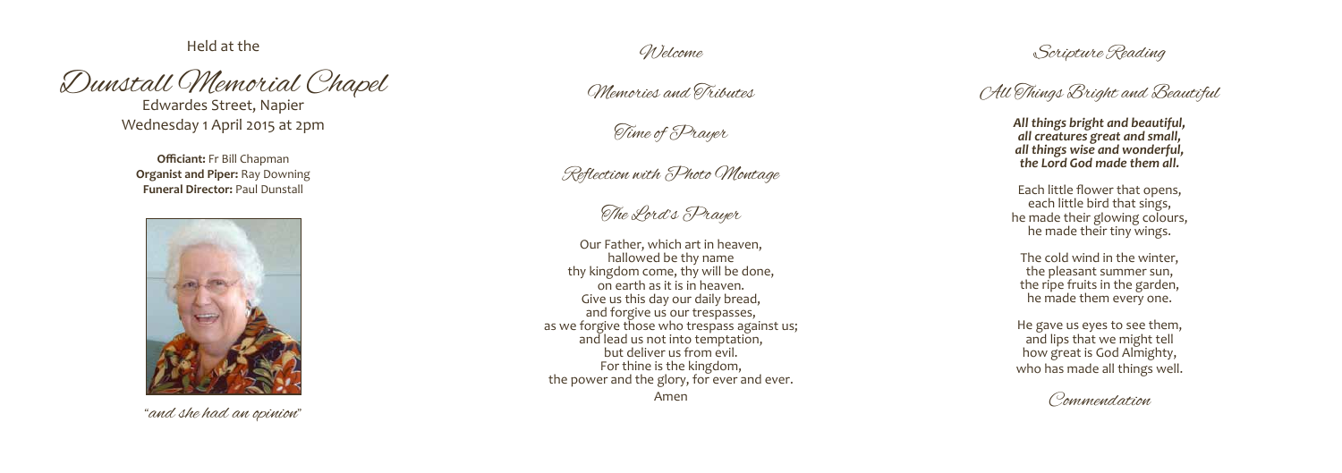Held at the

# Dunstall Memorial Chapel

Edwardes Street, Napier
Wednesday 1 April 2015 at 2pm

**Officiant:** Fr Bill Chapman
**Organist and Piper:** Ray Downing
**Funeral Director:** Paul Dunstall

"*and she had an opinion*"

## Welcome

## Memories and Tributes

## Time of Prayer

## Reflection with Photo Montage

## The Lord's Prayer

Our Father, which art in heaven,
hallowed be thy name
thy kingdom come, thy will be done,
on earth as it is in heaven.
Give us this day our daily bread,
and forgive us our trespasses,
as we forgive those who trespass against us;
and lead us not into temptation,
but deliver us from evil.
For thine is the kingdom,
the power and the glory, for ever and ever.
Amen

## Scripture Reading

## All Things Bright and Beautiful

***All things bright and beautiful,***
***all creatures great and small,***
***all things wise and wonderful,***
***the Lord God made them all.***

Each little flower that opens,
each little bird that sings,
he made their glowing colours,
he made their tiny wings.

The cold wind in the winter,
the pleasant summer sun,
the ripe fruits in the garden,
he made them every one.

He gave us eyes to see them,
and lips that we might tell
how great is God Almighty,
who has made all things well.

## Commendation